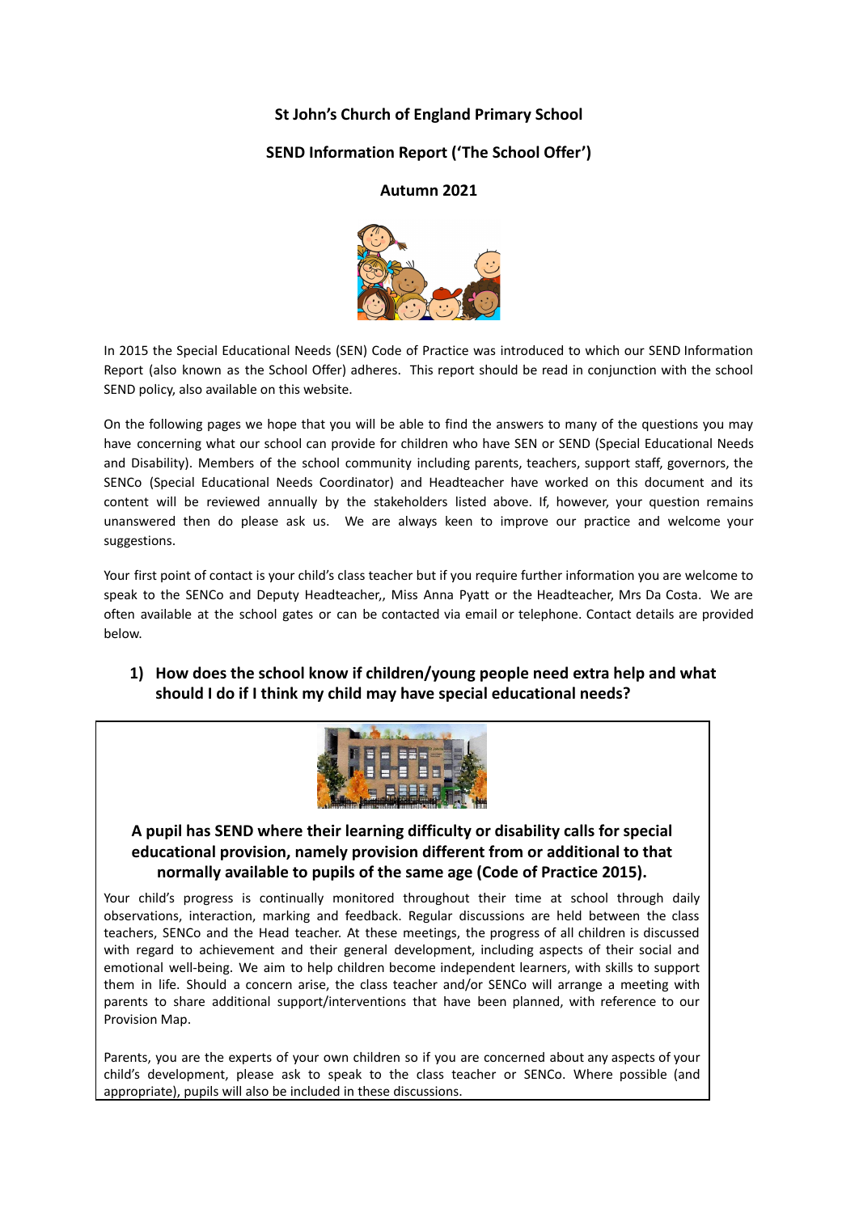# St John's Church of England Primary School

## SEND Information Report ('The School Offer')

## Autumn 2021

In 2015 the Special Educational Needs (SEN) Code of Practice was introduced to which our SEND Information Report (also known as the School Offer) adheres. This report should be read in conjunction with the school SEND policy, also available on this website.

On the following pages we hope that you will be able to find the answers to many of the questions you may have concerning what our school can provide for children who have SEN or SEND (Special Educational Needs and Disability). Members of the school community including parents, teachers, support staff, governors, the SENCo (Special Educational Needs Coordinator) and Headteacher have worked on this document and its content will be reviewed annually by the stakeholders listed above. If, however, your question remains unanswered then do please ask us. We are always keen to improve our practice and welcome your suggestions.

Your first point of contact is your child's class teacher but if you require further information you are welcome to speak to the SENCo and Deputy Headteacher,, Miss Anna Pyatt or the Headteacher, Mrs Da Costa. We are often available at the school gates or can be contacted via email or telephone. Contact details are provided below.

### 1) How does the school know if children/young people need extra help and what should I do if I think my child may have special educational needs?

**A pupil has SEND where their learning difficulty or disability calls for special educational provision, namely provision different from or additional to that normally available to pupils of the same age (Code of Practice 2015).**

Your child's progress is continually monitored throughout their time at school through daily observations, interaction, marking and feedback. Regular discussions are held between the class teachers, SENCo and the Head teacher. At these meetings, the progress of all children is discussed with regard to achievement and their general development, including aspects of their social and emotional well-being. We aim to help children become independent learners, with skills to support them in life. Should a concern arise, the class teacher and/or SENCo will arrange a meeting with parents to share additional support/interventions that have been planned, with reference to our Provision Map.

Parents, you are the experts of your own children so if you are concerned about any aspects of your child's development, please ask to speak to the class teacher or SENCo. Where possible (and appropriate), pupils will also be included in these discussions.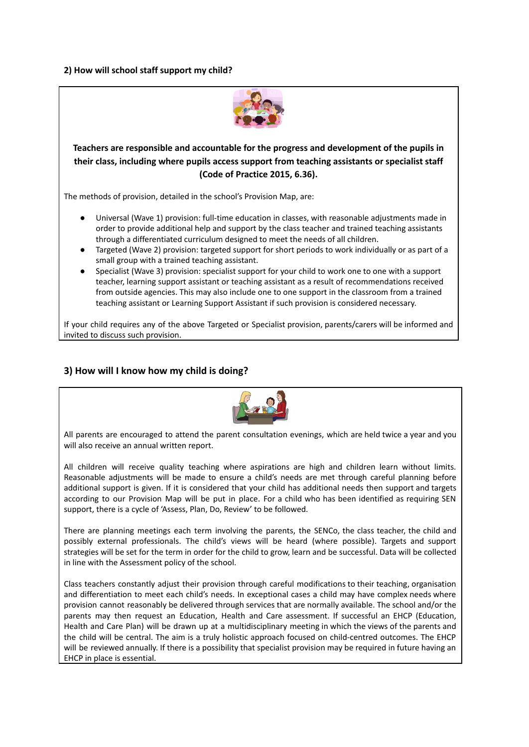**2) How will school staff support my child?**

**Teachers are responsible and accountable for the progress and development of the pupils in their class, including where pupils access support from teaching assistants or specialist staff (Code of Practice 2015, 6.36).**

The methods of provision, detailed in the school's Provision Map, are:

- Universal (Wave 1) provision: full-time education in classes, with reasonable adjustments made in order to provide additional help and support by the class teacher and trained teaching assistants through a differentiated curriculum designed to meet the needs of all children.
- Targeted (Wave 2) provision: targeted support for short periods to work individually or as part of a small group with a trained teaching assistant.
- Specialist (Wave 3) provision: specialist support for your child to work one to one with a support teacher, learning support assistant or teaching assistant as a result of recommendations received from outside agencies. This may also include one to one support in the classroom from a trained teaching assistant or Learning Support Assistant if such provision is considered necessary.

If your child requires any of the above Targeted or Specialist provision, parents/carers will be informed and invited to discuss such provision.

## 3) How will I know how my child is doing?

All parents are encouraged to attend the parent consultation evenings, which are held twice a year and you will also receive an annual written report.

All children will receive quality teaching where aspirations are high and children learn without limits. Reasonable adjustments will be made to ensure a child's needs are met through careful planning before additional support is given. If it is considered that your child has additional needs then support and targets according to our Provision Map will be put in place. For a child who has been identified as requiring SEN support, there is a cycle of 'Assess, Plan, Do, Review' to be followed.

There are planning meetings each term involving the parents, the SENCo, the class teacher, the child and possibly external professionals. The child's views will be heard (where possible). Targets and support strategies will be set for the term in order for the child to grow, learn and be successful. Data will be collected in line with the Assessment policy of the school.

Class teachers constantly adjust their provision through careful modifications to their teaching, organisation and differentiation to meet each child's needs. In exceptional cases a child may have complex needs where provision cannot reasonably be delivered through services that are normally available. The school and/or the parents may then request an Education, Health and Care assessment. If successful an EHCP (Education, Health and Care Plan) will be drawn up at a multidisciplinary meeting in which the views of the parents and the child will be central. The aim is a truly holistic approach focused on child-centred outcomes. The EHCP will be reviewed annually. If there is a possibility that specialist provision may be required in future having an EHCP in place is essential.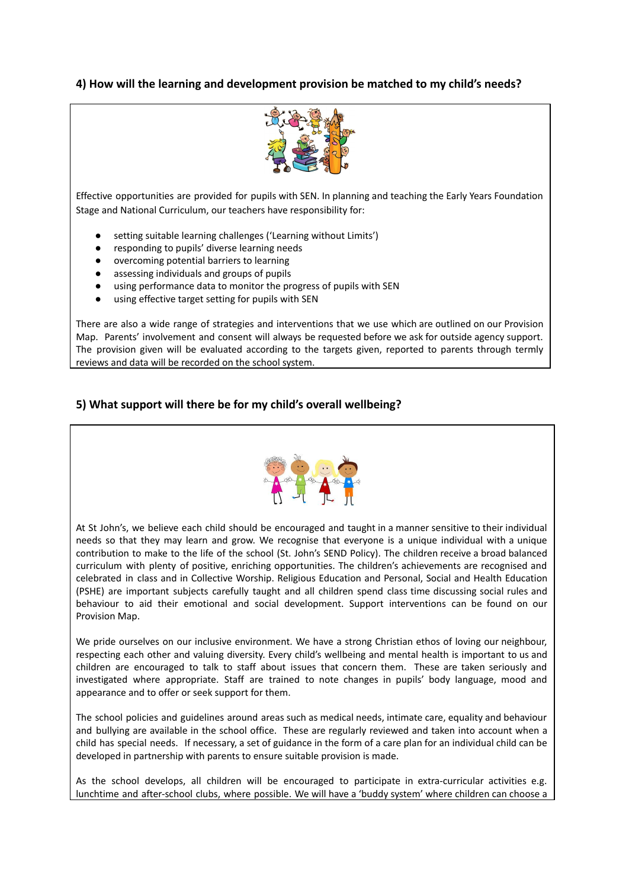### 4) How will the learning and development provision be matched to my child's needs?

Effective opportunities are provided for pupils with SEN. In planning and teaching the Early Years Foundation Stage and National Curriculum, our teachers have responsibility for:

- setting suitable learning challenges ('Learning without Limits')
- responding to pupils' diverse learning needs
- overcoming potential barriers to learning
- assessing individuals and groups of pupils
- using performance data to monitor the progress of pupils with SEN
- using effective target setting for pupils with SEN

There are also a wide range of strategies and interventions that we use which are outlined on our Provision Map. Parents' involvement and consent will always be requested before we ask for outside agency support. The provision given will be evaluated according to the targets given, reported to parents through termly reviews and data will be recorded on the school system.

### 5) What support will there be for my child's overall wellbeing?

At St John's, we believe each child should be encouraged and taught in a manner sensitive to their individual needs so that they may learn and grow. We recognise that everyone is a unique individual with a unique contribution to make to the life of the school (St. John's SEND Policy). The children receive a broad balanced curriculum with plenty of positive, enriching opportunities. The children's achievements are recognised and celebrated in class and in Collective Worship. Religious Education and Personal, Social and Health Education (PSHE) are important subjects carefully taught and all children spend class time discussing social rules and behaviour to aid their emotional and social development. Support interventions can be found on our Provision Map.

We pride ourselves on our inclusive environment. We have a strong Christian ethos of loving our neighbour, respecting each other and valuing diversity. Every child's wellbeing and mental health is important to us and children are encouraged to talk to staff about issues that concern them. These are taken seriously and investigated where appropriate. Staff are trained to note changes in pupils' body language, mood and appearance and to offer or seek support for them.

The school policies and guidelines around areas such as medical needs, intimate care, equality and behaviour and bullying are available in the school office. These are regularly reviewed and taken into account when a child has special needs. If necessary, a set of guidance in the form of a care plan for an individual child can be developed in partnership with parents to ensure suitable provision is made.

As the school develops, all children will be encouraged to participate in extra-curricular activities e.g. lunchtime and after-school clubs, where possible. We will have a 'buddy system' where children can choose a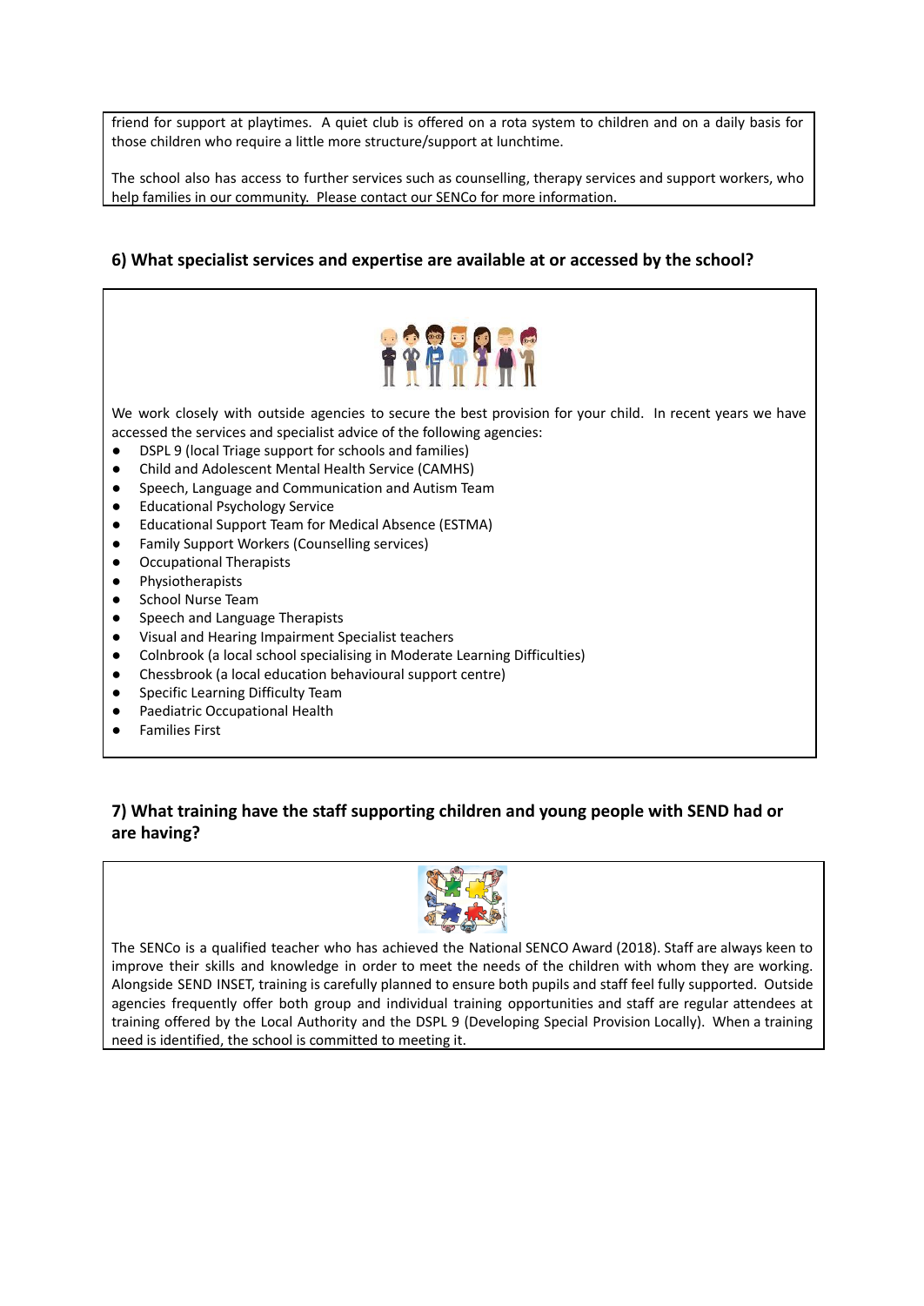friend for support at playtimes. A quiet club is offered on a rota system to children and on a daily basis for those children who require a little more structure/support at lunchtime.

The school also has access to further services such as counselling, therapy services and support workers, who help families in our community. Please contact our SENCo for more information.

## 6) What specialist services and expertise are available at or accessed by the school?

We work closely with outside agencies to secure the best provision for your child. In recent years we have accessed the services and specialist advice of the following agencies:

- DSPL 9 (local Triage support for schools and families)
- Child and Adolescent Mental Health Service (CAMHS)
- Speech, Language and Communication and Autism Team
- Educational Psychology Service
- Educational Support Team for Medical Absence (ESTMA)
- Family Support Workers (Counselling services)
- Occupational Therapists
- Physiotherapists
- School Nurse Team
- Speech and Language Therapists
- Visual and Hearing Impairment Specialist teachers
- Colnbrook (a local school specialising in Moderate Learning Difficulties)
- Chessbrook (a local education behavioural support centre)
- Specific Learning Difficulty Team
- Paediatric Occupational Health
- Families First

## 7) What training have the staff supporting children and young people with SEND had or are having?

The SENCo is a qualified teacher who has achieved the National SENCO Award (2018). Staff are always keen to improve their skills and knowledge in order to meet the needs of the children with whom they are working. Alongside SEND INSET, training is carefully planned to ensure both pupils and staff feel fully supported. Outside agencies frequently offer both group and individual training opportunities and staff are regular attendees at training offered by the Local Authority and the DSPL 9 (Developing Special Provision Locally). When a training need is identified, the school is committed to meeting it.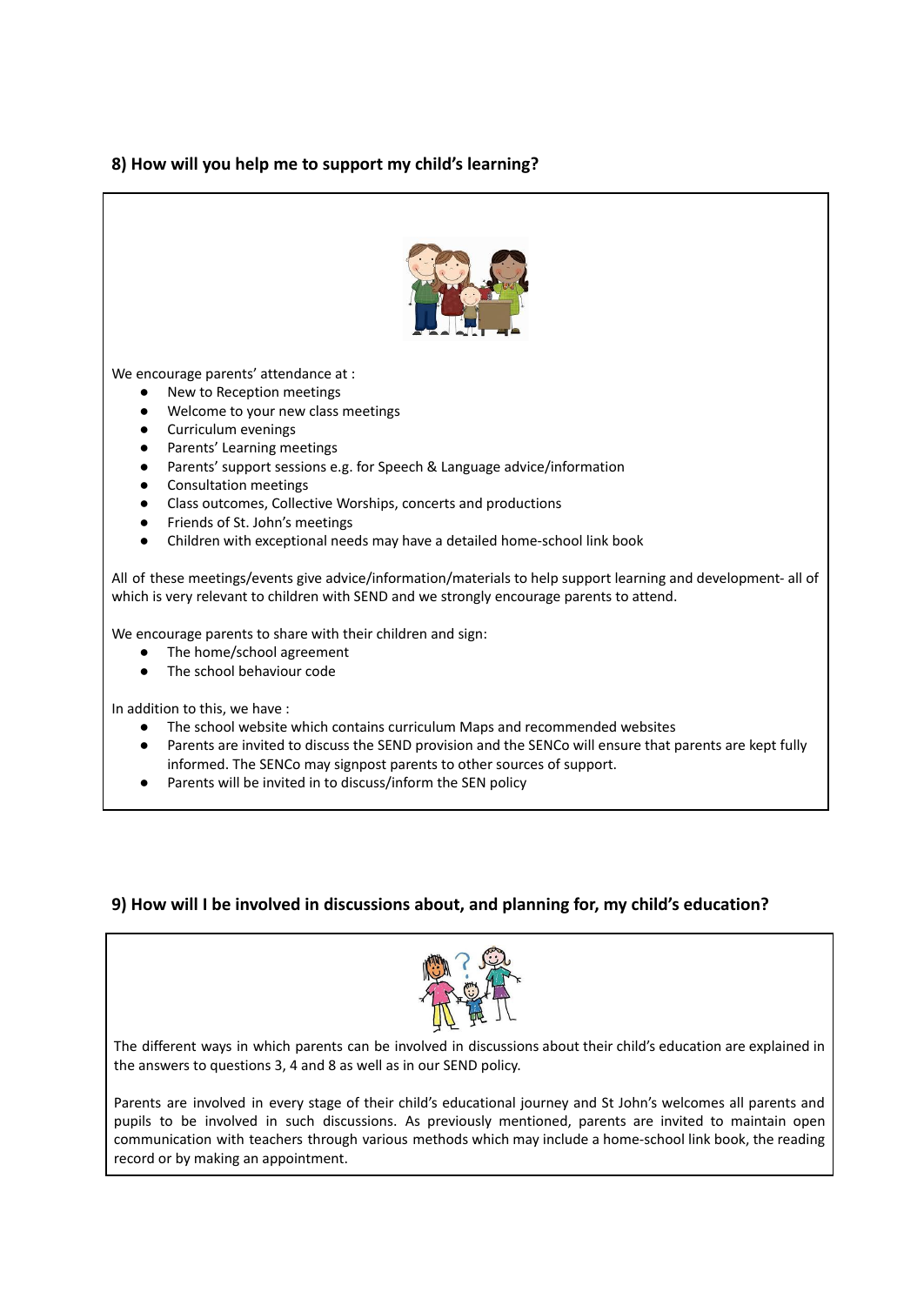## 8) How will you help me to support my child's learning?

We encourage parents' attendance at :

- New to Reception meetings
- Welcome to your new class meetings
- Curriculum evenings
- Parents' Learning meetings
- Parents' support sessions e.g. for Speech & Language advice/information
- Consultation meetings
- Class outcomes, Collective Worships, concerts and productions
- Friends of St. John's meetings
- Children with exceptional needs may have a detailed home-school link book

All of these meetings/events give advice/information/materials to help support learning and development- all of which is very relevant to children with SEND and we strongly encourage parents to attend.

We encourage parents to share with their children and sign:

- The home/school agreement
- The school behaviour code

In addition to this, we have :

- The school website which contains curriculum Maps and recommended websites
- Parents are invited to discuss the SEND provision and the SENCo will ensure that parents are kept fully informed. The SENCo may signpost parents to other sources of support.
- Parents will be invited in to discuss/inform the SEN policy

## 9) How will I be involved in discussions about, and planning for, my child's education?

The different ways in which parents can be involved in discussions about their child's education are explained in the answers to questions 3, 4 and 8 as well as in our SEND policy.

Parents are involved in every stage of their child's educational journey and St John's welcomes all parents and pupils to be involved in such discussions. As previously mentioned, parents are invited to maintain open communication with teachers through various methods which may include a home-school link book, the reading record or by making an appointment.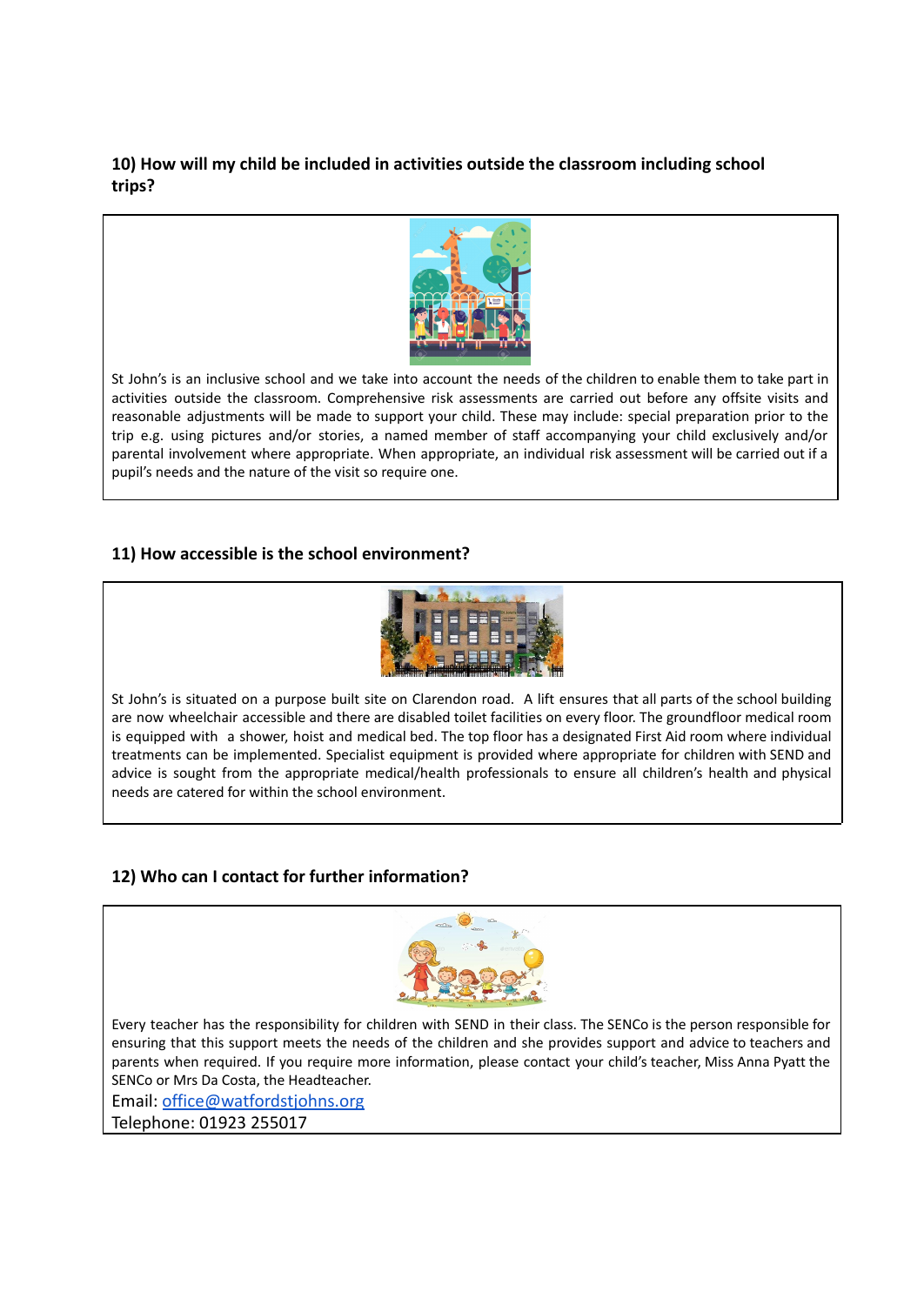### 10) How will my child be included in activities outside the classroom including school trips?

St John's is an inclusive school and we take into account the needs of the children to enable them to take part in activities outside the classroom. Comprehensive risk assessments are carried out before any offsite visits and reasonable adjustments will be made to support your child. These may include: special preparation prior to the trip e.g. using pictures and/or stories, a named member of staff accompanying your child exclusively and/or parental involvement where appropriate. When appropriate, an individual risk assessment will be carried out if a pupil's needs and the nature of the visit so require one.

### 11) How accessible is the school environment?

St John's is situated on a purpose built site on Clarendon road. A lift ensures that all parts of the school building are now wheelchair accessible and there are disabled toilet facilities on every floor. The groundfloor medical room is equipped with a shower, hoist and medical bed. The top floor has a designated First Aid room where individual treatments can be implemented. Specialist equipment is provided where appropriate for children with SEND and advice is sought from the appropriate medical/health professionals to ensure all children's health and physical needs are catered for within the school environment.

### 12) Who can I contact for further information?

Every teacher has the responsibility for children with SEND in their class. The SENCo is the person responsible for ensuring that this support meets the needs of the children and she provides support and advice to teachers and parents when required. If you require more information, please contact your child's teacher, Miss Anna Pyatt the SENCo or Mrs Da Costa, the Headteacher.

Email: office@watfordstjohns.org

Telephone: 01923 255017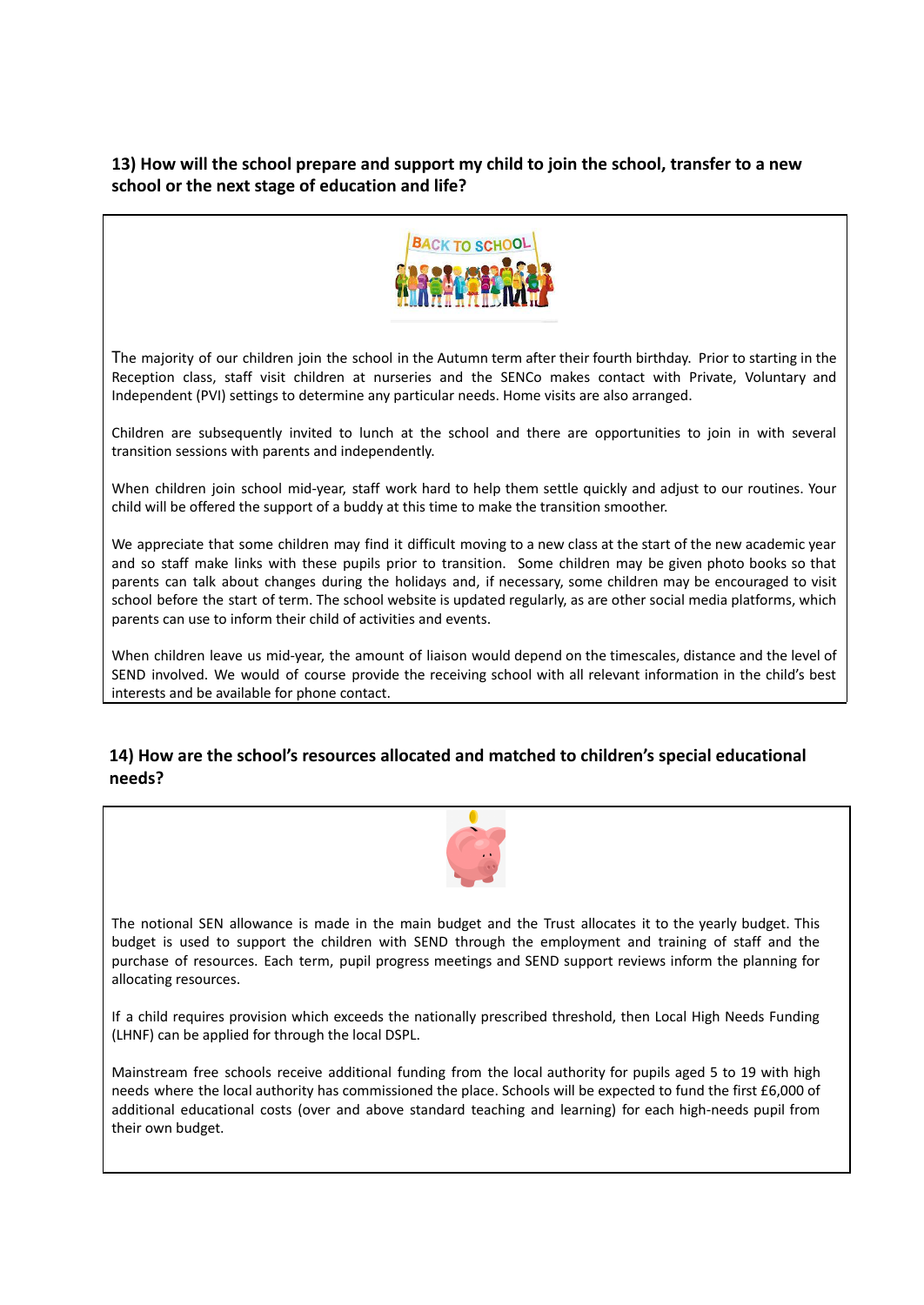### 13) How will the school prepare and support my child to join the school, transfer to a new school or the next stage of education and life?

The majority of our children join the school in the Autumn term after their fourth birthday. Prior to starting in the Reception class, staff visit children at nurseries and the SENCo makes contact with Private, Voluntary and Independent (PVI) settings to determine any particular needs. Home visits are also arranged.

Children are subsequently invited to lunch at the school and there are opportunities to join in with several transition sessions with parents and independently.

When children join school mid-year, staff work hard to help them settle quickly and adjust to our routines. Your child will be offered the support of a buddy at this time to make the transition smoother.

We appreciate that some children may find it difficult moving to a new class at the start of the new academic year and so staff make links with these pupils prior to transition. Some children may be given photo books so that parents can talk about changes during the holidays and, if necessary, some children may be encouraged to visit school before the start of term. The school website is updated regularly, as are other social media platforms, which parents can use to inform their child of activities and events.

When children leave us mid-year, the amount of liaison would depend on the timescales, distance and the level of SEND involved. We would of course provide the receiving school with all relevant information in the child's best interests and be available for phone contact.

### 14) How are the school's resources allocated and matched to children's special educational needs?

The notional SEN allowance is made in the main budget and the Trust allocates it to the yearly budget. This budget is used to support the children with SEND through the employment and training of staff and the purchase of resources. Each term, pupil progress meetings and SEND support reviews inform the planning for allocating resources.

If a child requires provision which exceeds the nationally prescribed threshold, then Local High Needs Funding (LHNF) can be applied for through the local DSPL.

Mainstream free schools receive additional funding from the local authority for pupils aged 5 to 19 with high needs where the local authority has commissioned the place. Schools will be expected to fund the first £6,000 of additional educational costs (over and above standard teaching and learning) for each high-needs pupil from their own budget.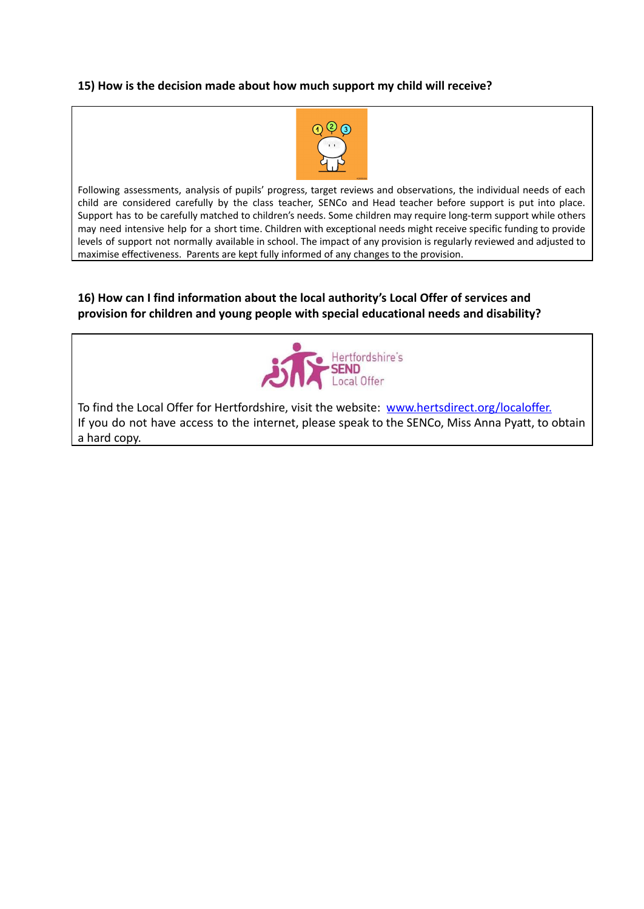**15) How is the decision made about how much support my child will receive?**

Following assessments, analysis of pupils' progress, target reviews and observations, the individual needs of each child are considered carefully by the class teacher, SENCo and Head teacher before support is put into place. Support has to be carefully matched to children's needs. Some children may require long-term support while others may need intensive help for a short time. Children with exceptional needs might receive specific funding to provide levels of support not normally available in school. The impact of any provision is regularly reviewed and adjusted to maximise effectiveness. Parents are kept fully informed of any changes to the provision.

**16) How can I find information about the local authority's Local Offer of services and provision for children and young people with special educational needs and disability?**

Hertfordshire's SEND Local Offer

To find the Local Offer for Hertfordshire, visit the website: [www.hertsdirect.org/localoffer.](http://www.hertsdirect.org/localoffer)
If you do not have access to the internet, please speak to the SENCo, Miss Anna Pyatt, to obtain a hard copy.